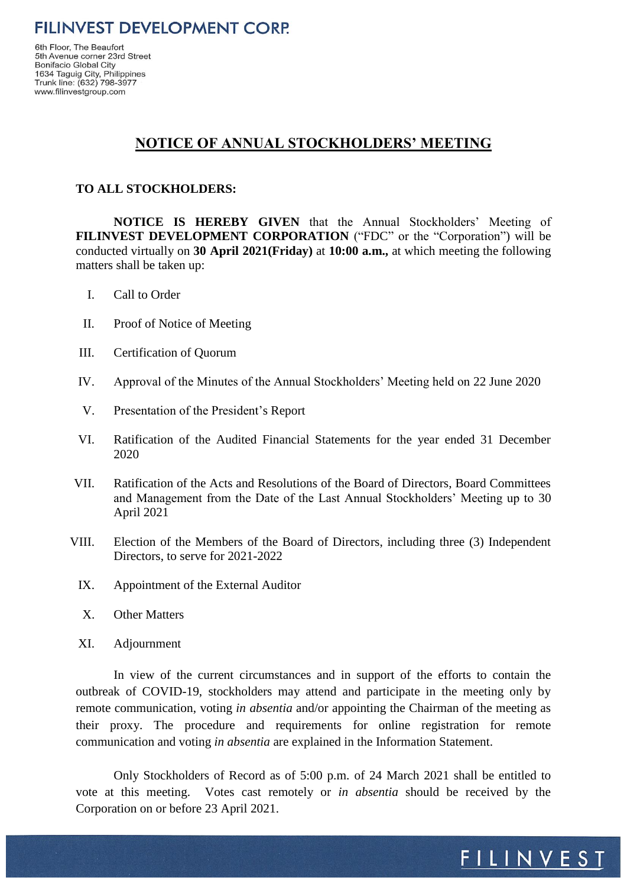**FILINVEST DEVELOPMENT CORP.**

6th Floor, The Beaufort
5th Avenue corner 23rd Street
Bonifacio Global City
1634 Taguig City, Philippines
Trunk line: (632) 798-3977
www.filinvestgroup.com

# NOTICE OF ANNUAL STOCKHOLDERS' MEETING

**TO ALL STOCKHOLDERS:**

**NOTICE IS HEREBY GIVEN** that the Annual Stockholders' Meeting of **FILINVEST DEVELOPMENT CORPORATION** ("FDC" or the "Corporation") will be conducted virtually on **30 April 2021(Friday)** at **10:00 a.m.,** at which meeting the following matters shall be taken up:

I. Call to Order

II. Proof of Notice of Meeting

III. Certification of Quorum

IV. Approval of the Minutes of the Annual Stockholders' Meeting held on 22 June 2020

V. Presentation of the President's Report

VI. Ratification of the Audited Financial Statements for the year ended 31 December 2020

VII. Ratification of the Acts and Resolutions of the Board of Directors, Board Committees and Management from the Date of the Last Annual Stockholders' Meeting up to 30 April 2021

VIII. Election of the Members of the Board of Directors, including three (3) Independent Directors, to serve for 2021-2022

IX. Appointment of the External Auditor

X. Other Matters

XI. Adjournment

In view of the current circumstances and in support of the efforts to contain the outbreak of COVID-19, stockholders may attend and participate in the meeting only by remote communication, voting *in absentia* and/or appointing the Chairman of the meeting as their proxy. The procedure and requirements for online registration for remote communication and voting *in absentia* are explained in the Information Statement.

Only Stockholders of Record as of 5:00 p.m. of 24 March 2021 shall be entitled to vote at this meeting. Votes cast remotely or *in absentia* should be received by the Corporation on or before 23 April 2021.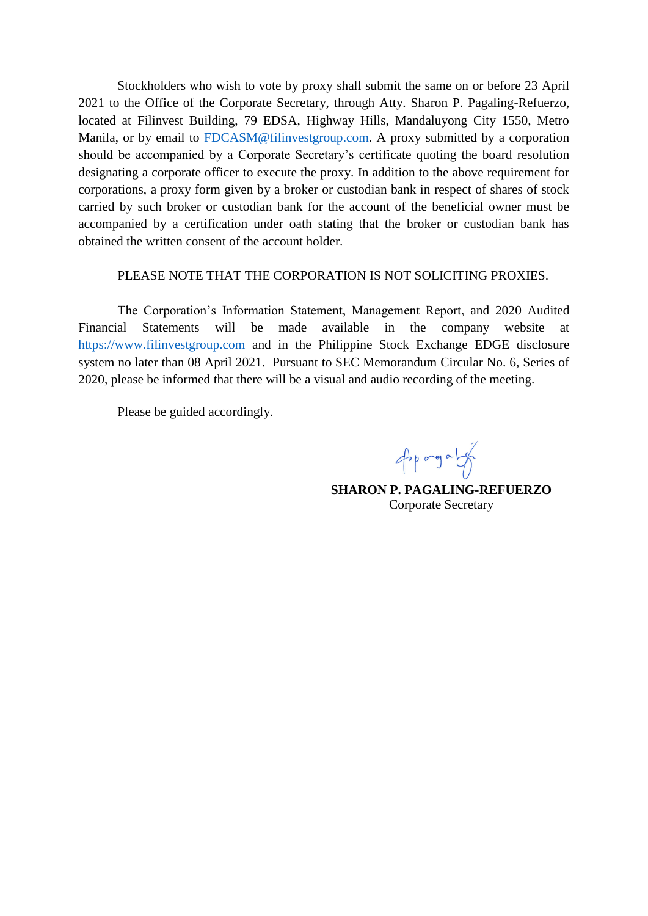Stockholders who wish to vote by proxy shall submit the same on or before 23 April 2021 to the Office of the Corporate Secretary, through Atty. Sharon P. Pagaling-Refuerzo, located at Filinvest Building, 79 EDSA, Highway Hills, Mandaluyong City 1550, Metro Manila, or by email to FDCASM@filinvestgroup.com. A proxy submitted by a corporation should be accompanied by a Corporate Secretary's certificate quoting the board resolution designating a corporate officer to execute the proxy. In addition to the above requirement for corporations, a proxy form given by a broker or custodian bank in respect of shares of stock carried by such broker or custodian bank for the account of the beneficial owner must be accompanied by a certification under oath stating that the broker or custodian bank has obtained the written consent of the account holder.

PLEASE NOTE THAT THE CORPORATION IS NOT SOLICITING PROXIES.

The Corporation's Information Statement, Management Report, and 2020 Audited Financial Statements will be made available in the company website at https://www.filinvestgroup.com and in the Philippine Stock Exchange EDGE disclosure system no later than 08 April 2021. Pursuant to SEC Memorandum Circular No. 6, Series of 2020, please be informed that there will be a visual and audio recording of the meeting.

Please be guided accordingly.

**SHARON P. PAGALING-REFUERZO**
Corporate Secretary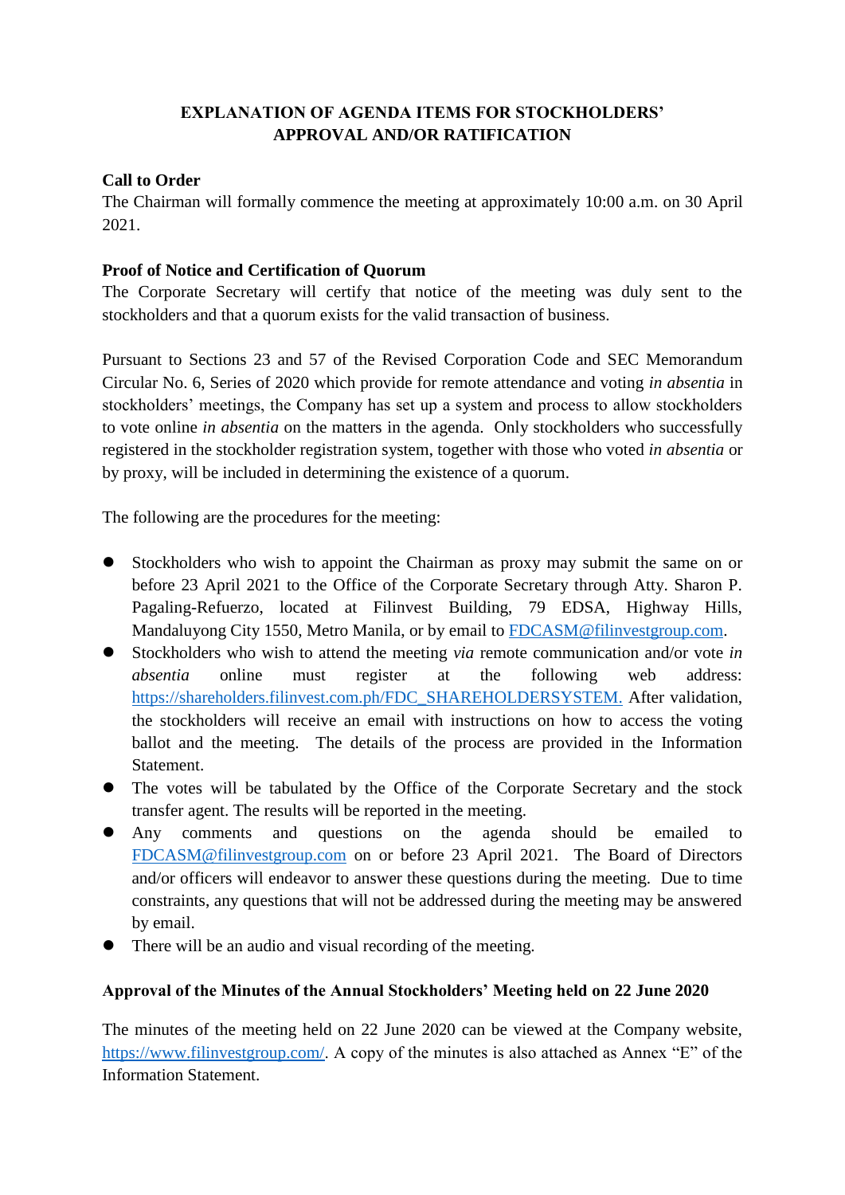# EXPLANATION OF AGENDA ITEMS FOR STOCKHOLDERS' APPROVAL AND/OR RATIFICATION

**Call to Order**

The Chairman will formally commence the meeting at approximately 10:00 a.m. on 30 April 2021.

**Proof of Notice and Certification of Quorum**

The Corporate Secretary will certify that notice of the meeting was duly sent to the stockholders and that a quorum exists for the valid transaction of business.

Pursuant to Sections 23 and 57 of the Revised Corporation Code and SEC Memorandum Circular No. 6, Series of 2020 which provide for remote attendance and voting *in absentia* in stockholders' meetings, the Company has set up a system and process to allow stockholders to vote online *in absentia* on the matters in the agenda. Only stockholders who successfully registered in the stockholder registration system, together with those who voted *in absentia* or by proxy, will be included in determining the existence of a quorum.

The following are the procedures for the meeting:

- Stockholders who wish to appoint the Chairman as proxy may submit the same on or before 23 April 2021 to the Office of the Corporate Secretary through Atty. Sharon P. Pagaling-Refuerzo, located at Filinvest Building, 79 EDSA, Highway Hills, Mandaluyong City 1550, Metro Manila, or by email to FDCASM@filinvestgroup.com.
- Stockholders who wish to attend the meeting *via* remote communication and/or vote *in absentia* online must register at the following web address: https://shareholders.filinvest.com.ph/FDC_SHAREHOLDERSYSTEM. After validation, the stockholders will receive an email with instructions on how to access the voting ballot and the meeting. The details of the process are provided in the Information Statement.
- The votes will be tabulated by the Office of the Corporate Secretary and the stock transfer agent. The results will be reported in the meeting.
- Any comments and questions on the agenda should be emailed to FDCASM@filinvestgroup.com on or before 23 April 2021. The Board of Directors and/or officers will endeavor to answer these questions during the meeting. Due to time constraints, any questions that will not be addressed during the meeting may be answered by email.
- There will be an audio and visual recording of the meeting.

**Approval of the Minutes of the Annual Stockholders' Meeting held on 22 June 2020**

The minutes of the meeting held on 22 June 2020 can be viewed at the Company website, https://www.filinvestgroup.com/. A copy of the minutes is also attached as Annex "E" of the Information Statement.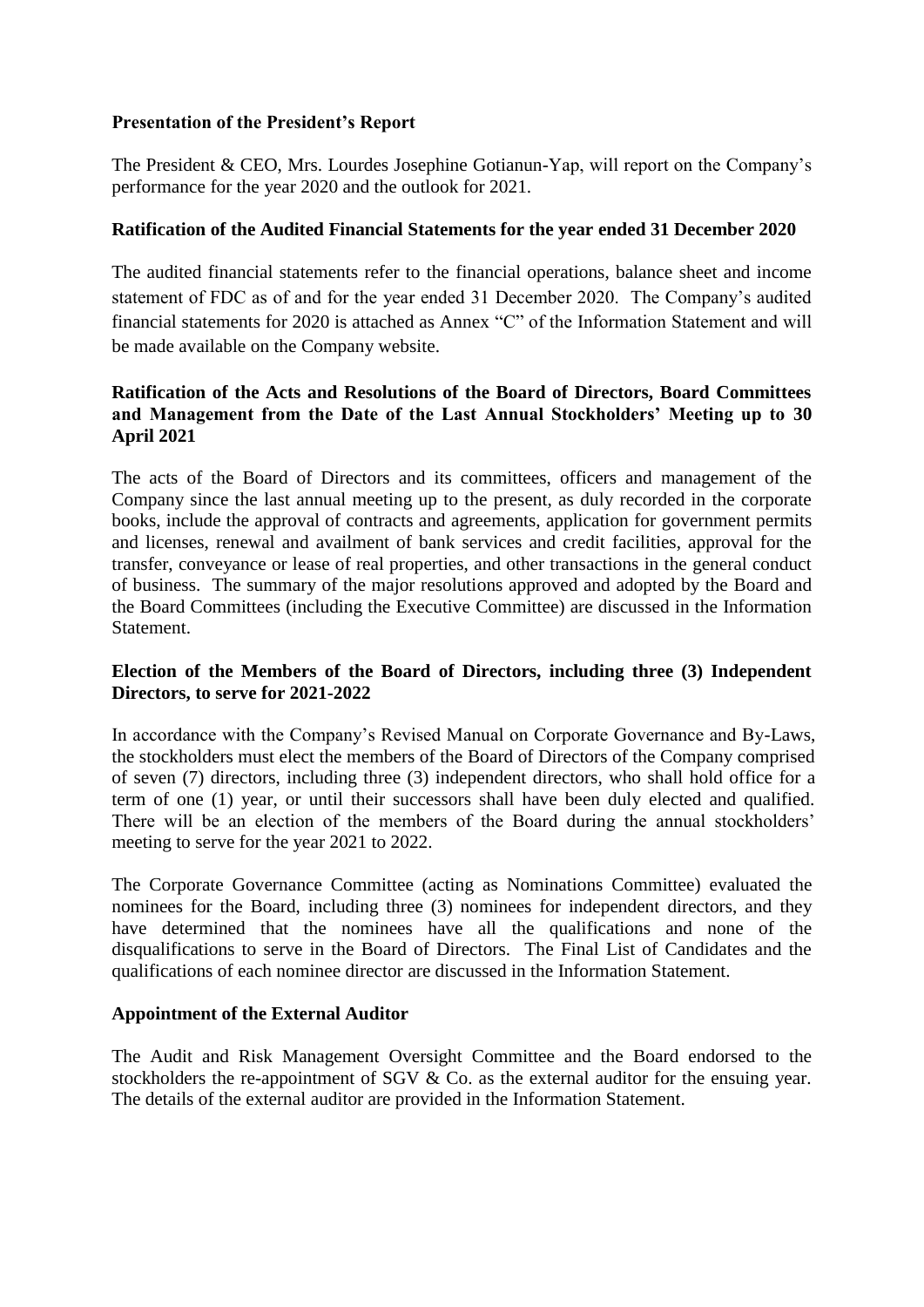**Presentation of the President's Report**

The President & CEO, Mrs. Lourdes Josephine Gotianun-Yap, will report on the Company's performance for the year 2020 and the outlook for 2021.

**Ratification of the Audited Financial Statements for the year ended 31 December 2020**

The audited financial statements refer to the financial operations, balance sheet and income statement of FDC as of and for the year ended 31 December 2020. The Company's audited financial statements for 2020 is attached as Annex "C" of the Information Statement and will be made available on the Company website.

**Ratification of the Acts and Resolutions of the Board of Directors, Board Committees and Management from the Date of the Last Annual Stockholders' Meeting up to 30 April 2021**

The acts of the Board of Directors and its committees, officers and management of the Company since the last annual meeting up to the present, as duly recorded in the corporate books, include the approval of contracts and agreements, application for government permits and licenses, renewal and availment of bank services and credit facilities, approval for the transfer, conveyance or lease of real properties, and other transactions in the general conduct of business. The summary of the major resolutions approved and adopted by the Board and the Board Committees (including the Executive Committee) are discussed in the Information Statement.

**Election of the Members of the Board of Directors, including three (3) Independent Directors, to serve for 2021-2022**

In accordance with the Company's Revised Manual on Corporate Governance and By-Laws, the stockholders must elect the members of the Board of Directors of the Company comprised of seven (7) directors, including three (3) independent directors, who shall hold office for a term of one (1) year, or until their successors shall have been duly elected and qualified. There will be an election of the members of the Board during the annual stockholders' meeting to serve for the year 2021 to 2022.

The Corporate Governance Committee (acting as Nominations Committee) evaluated the nominees for the Board, including three (3) nominees for independent directors, and they have determined that the nominees have all the qualifications and none of the disqualifications to serve in the Board of Directors. The Final List of Candidates and the qualifications of each nominee director are discussed in the Information Statement.

**Appointment of the External Auditor**

The Audit and Risk Management Oversight Committee and the Board endorsed to the stockholders the re-appointment of SGV & Co. as the external auditor for the ensuing year. The details of the external auditor are provided in the Information Statement.